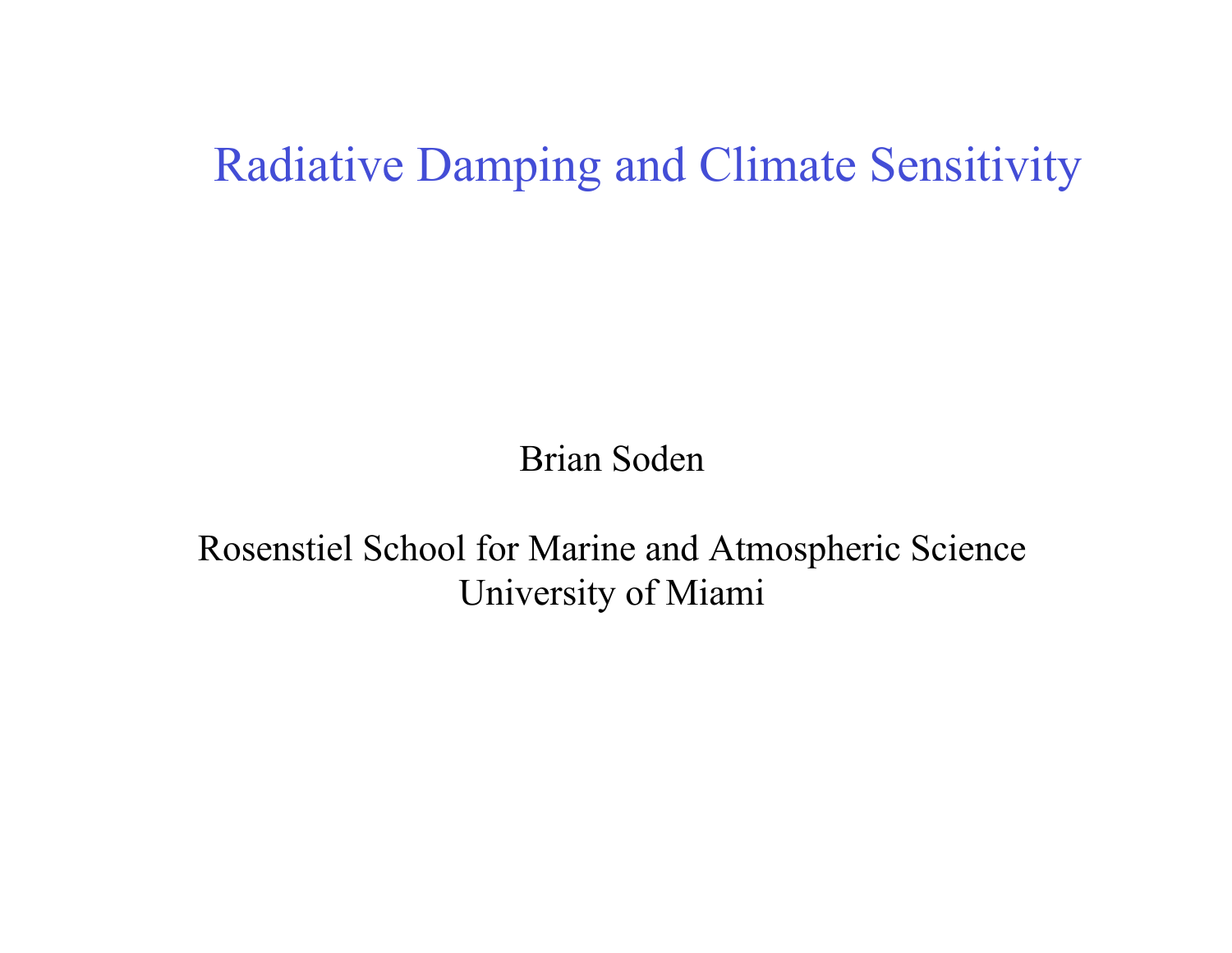# Radiative Damping and Climate Sensitivity

Brian Soden

Rosenstiel School for Marine and Atmospheric Science
University of Miami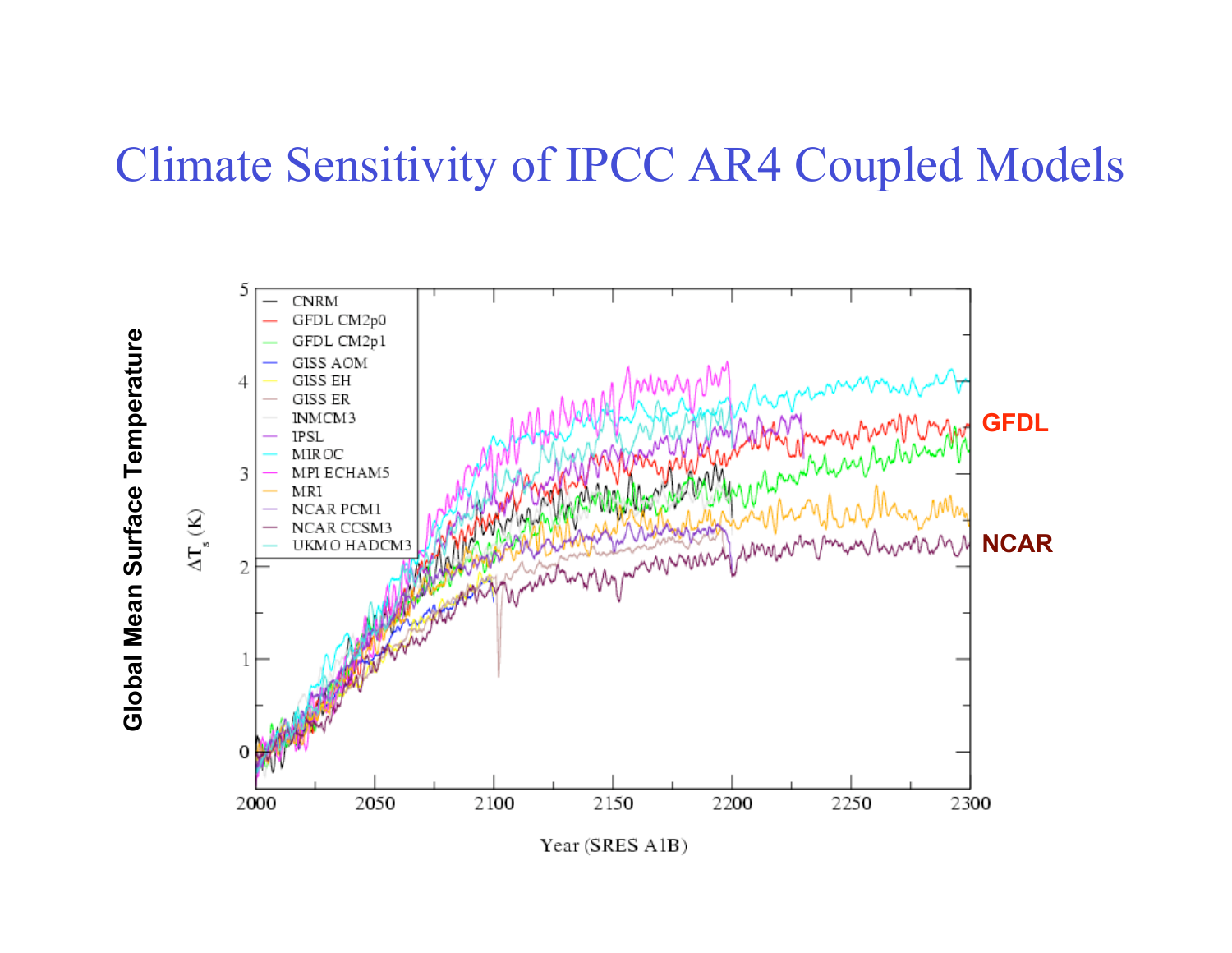# Climate Sensitivity of IPCC AR4 Coupled Models

Global Mean Surface Temperature

$\Delta T_s$ (K)

Year (SRES A1B)

CNRM
GFDL CM2p0
GFDL CM2p1
GISS AOM
GISS EH
GISS ER
INMCM3
IPSL
MIROC
MPI ECHAM5
MRI
NCAR PCM1
NCAR CCSM3
UKMO HADCM3

**GFDL**

**NCAR**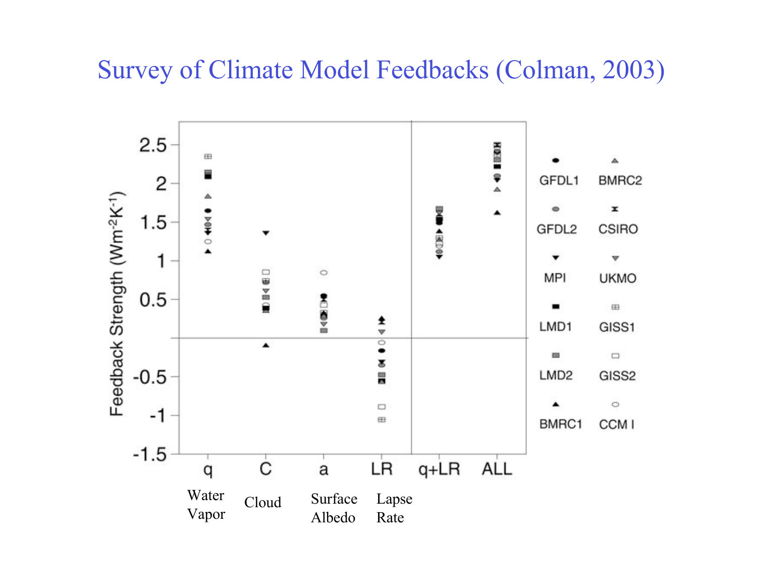# Survey of Climate Model Feedbacks (Colman, 2003)

Feedback Strength ($Wm^{-2}K^{-1}$)

2.5, 2, 1.5, 1, 0.5, -0.5, -1, -1.5

q — Water Vapor

C — Cloud

a — Surface Albedo

LR — Lapse Rate

q+LR

ALL

GFDL1, BMRC2, GFDL2, CSIRO, MPI, UKMO, LMD1, GISS1, LMD2, GISS2, BMRC1, CCM I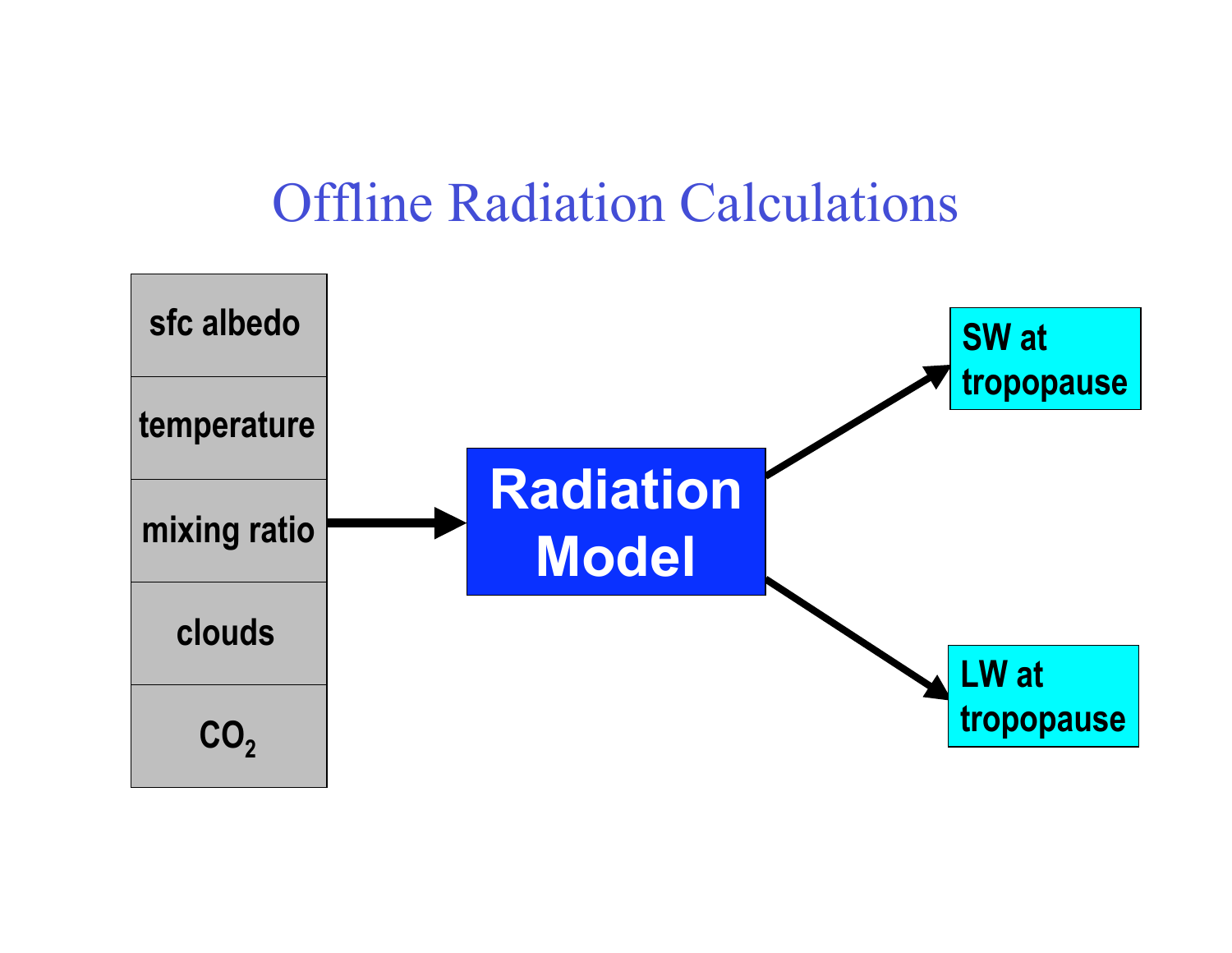# Offline Radiation Calculations

- sfc albedo
- temperature
- mixing ratio
- clouds
- $CO_2$

→ **Radiation Model** →

- SW at tropopause
- LW at tropopause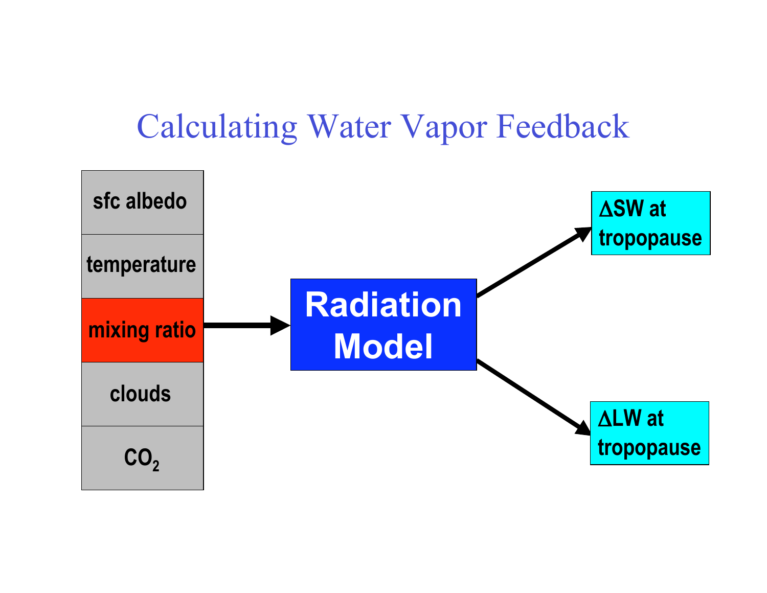# Calculating Water Vapor Feedback

- sfc albedo
- temperature
- mixing ratio
- clouds
- $CO_2$

→ **Radiation Model**

→ $\Delta$SW at tropopause

→ $\Delta$LW at tropopause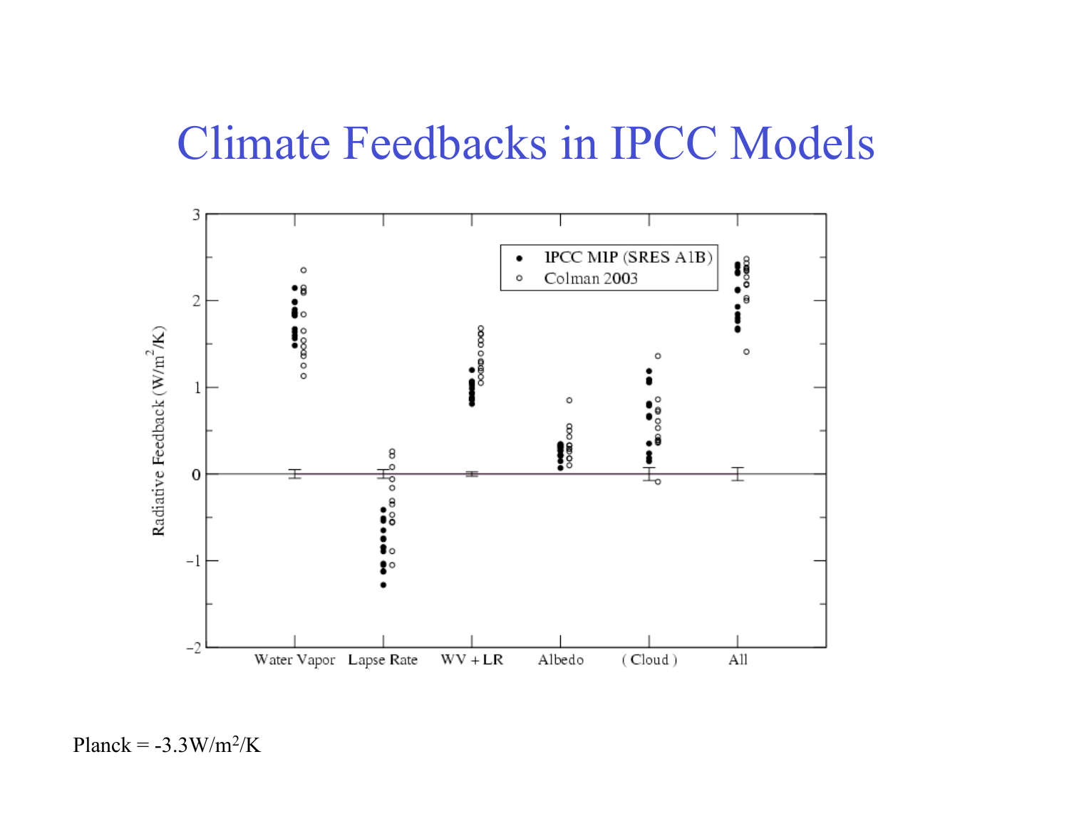# Climate Feedbacks in IPCC Models

Planck = -3.3W/m$^2$/K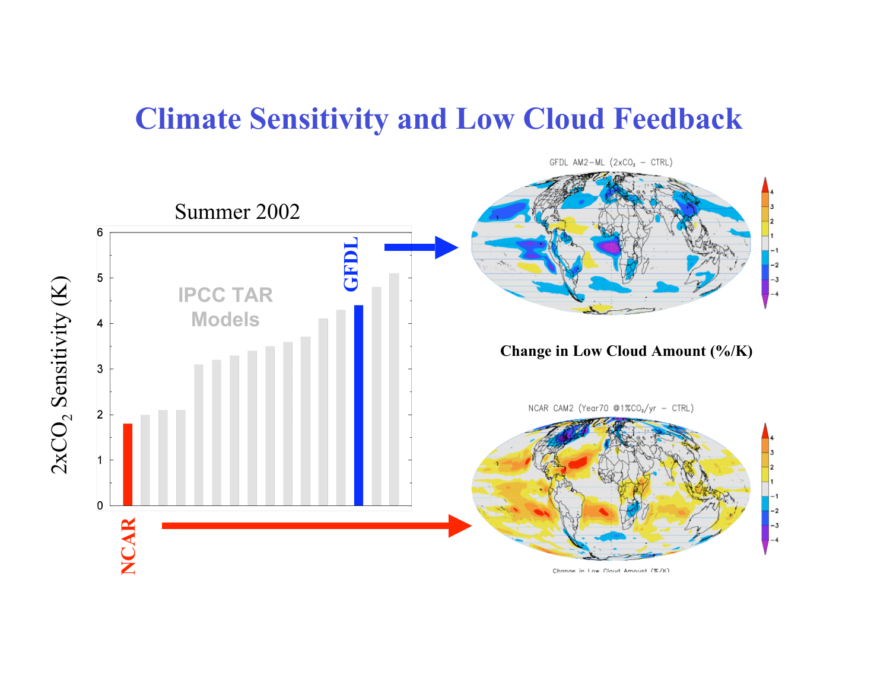# Climate Sensitivity and Low Cloud Feedback

Summer 2002

$2xCO_2$ Sensitivity (K)

IPCC TAR Models

GFDL

NCAR

GFDL AM2–ML ($2xCO_2$ – CTRL)

Change in Low Cloud Amount (%/K)

NCAR CAM2 (Year70 @1%$CO_2$/yr – CTRL)

Change in Low Cloud Amount (%/K)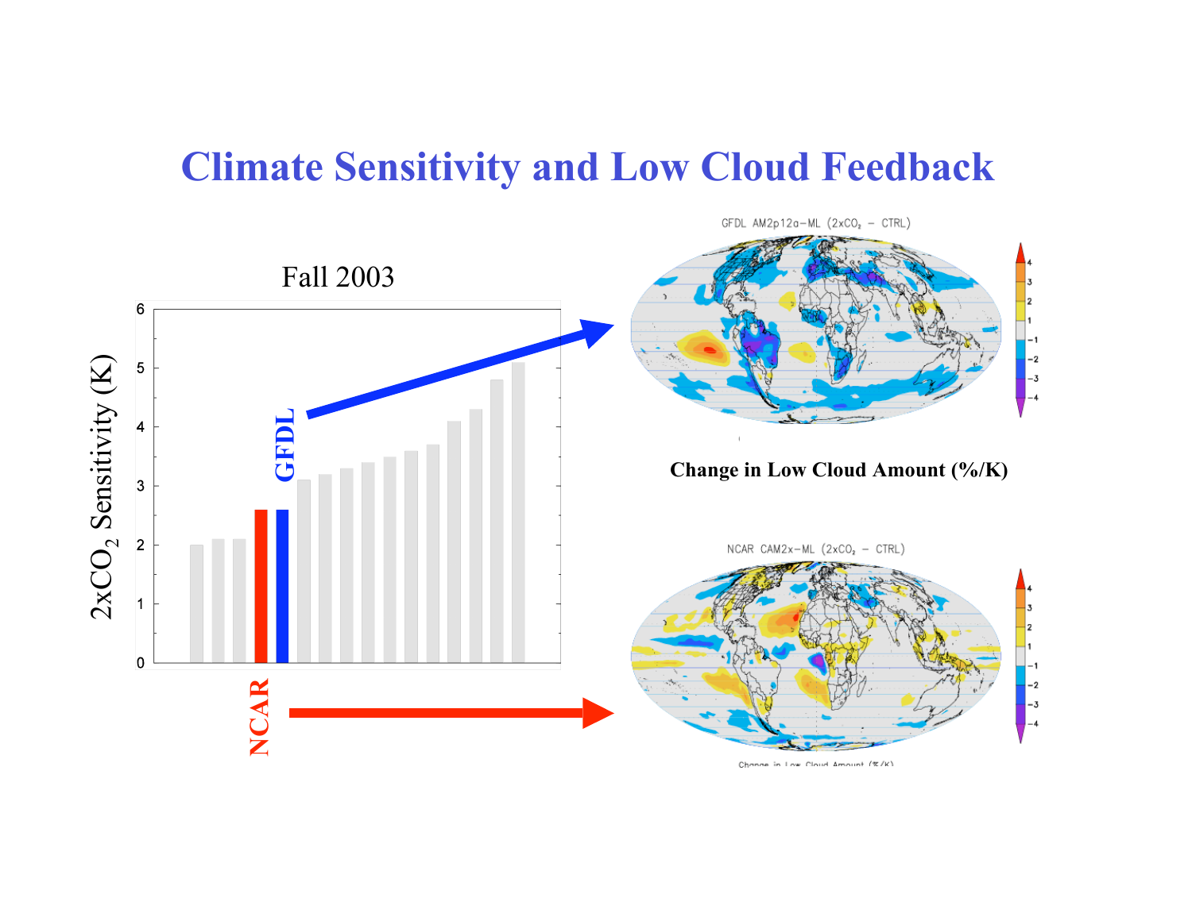# Climate Sensitivity and Low Cloud Feedback

Fall 2003

$2xCO_2$ Sensitivity (K)

GFDL

NCAR

GFDL AM2p12a-ML ($2xCO_2$ – CTRL)

**Change in Low Cloud Amount (%/K)**

NCAR CAM2x-ML ($2xCO_2$ – CTRL)

Change in Low Cloud Amount (%/K)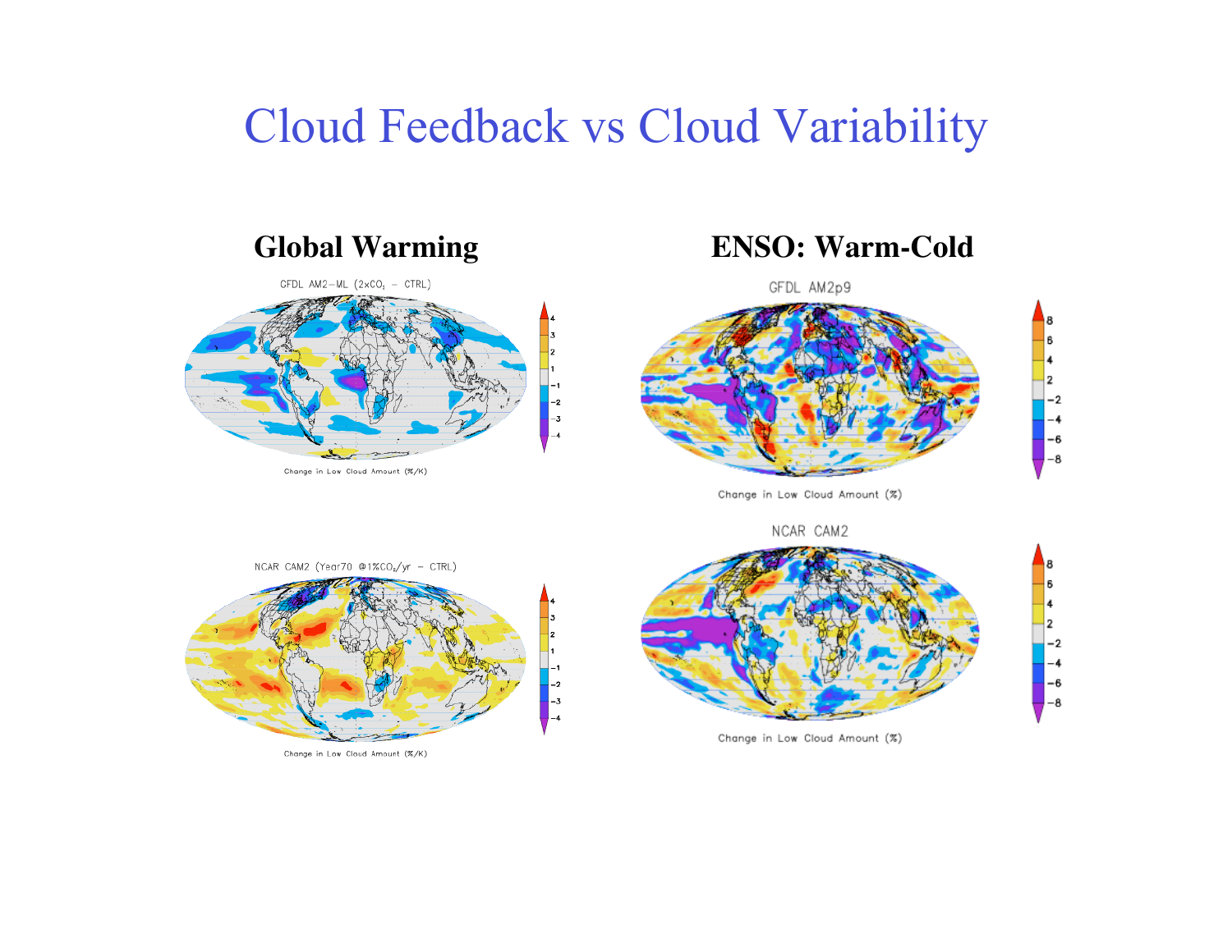# Cloud Feedback vs Cloud Variability

## Global Warming

GFDL AM2–ML ($2\times CO_2$ – CTRL)

Change in Low Cloud Amount (%/K)

NCAR CAM2 (Year70 @1%$CO_2$/yr – CTRL)

Change in Low Cloud Amount (%/K)

## ENSO: Warm-Cold

GFDL AM2p9

Change in Low Cloud Amount (%)

NCAR CAM2

Change in Low Cloud Amount (%)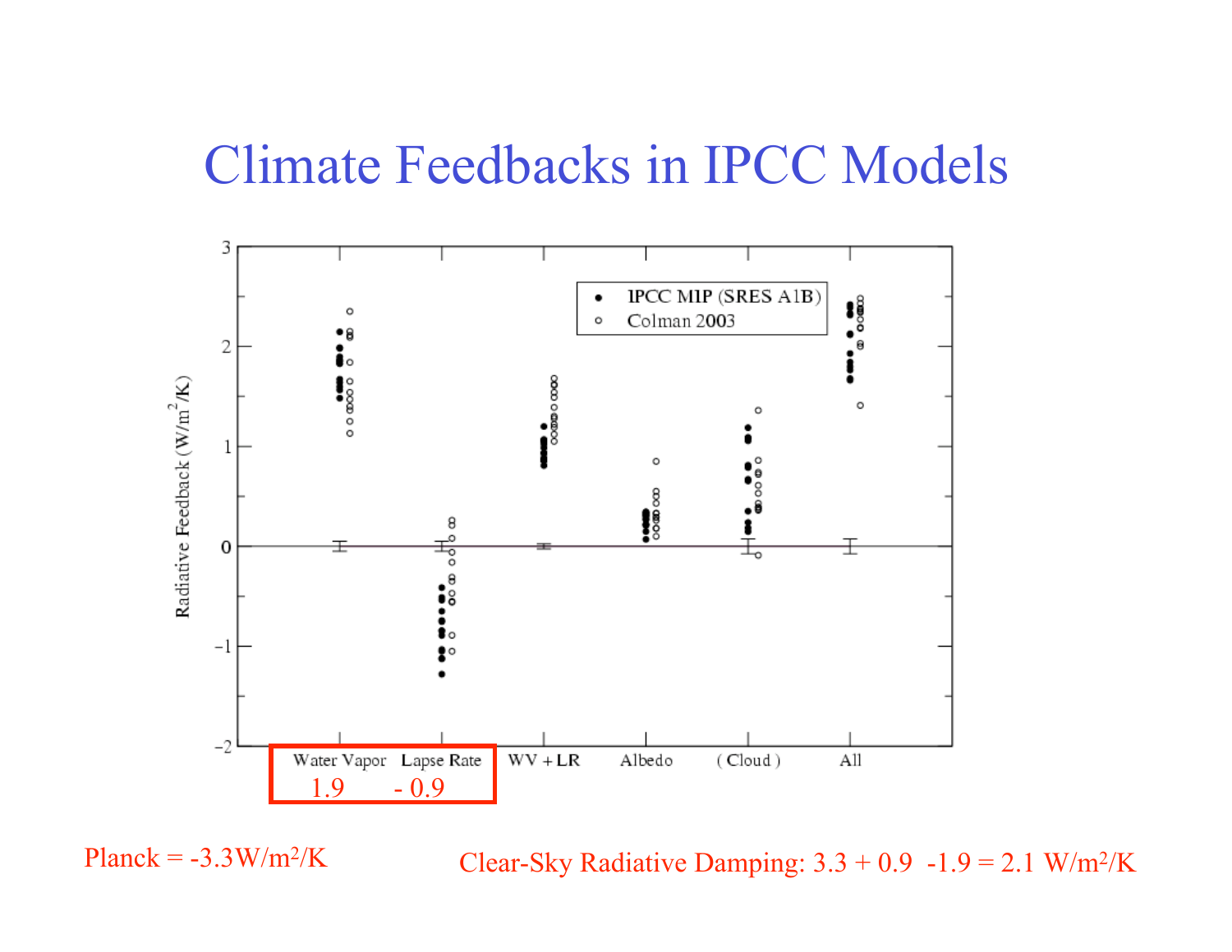# Climate Feedbacks in IPCC Models

Radiative Feedback ($W/m^2/K$)

- IPCC MIP (SRES A1B)
- Colman 2003

Water Vapor | Lapse Rate | WV + LR | Albedo | ( Cloud ) | All

1.9 | - 0.9

Planck = -3.3$W/m^2/K$

Clear-Sky Radiative Damping: 3.3 + 0.9 -1.9 = 2.1 $W/m^2/K$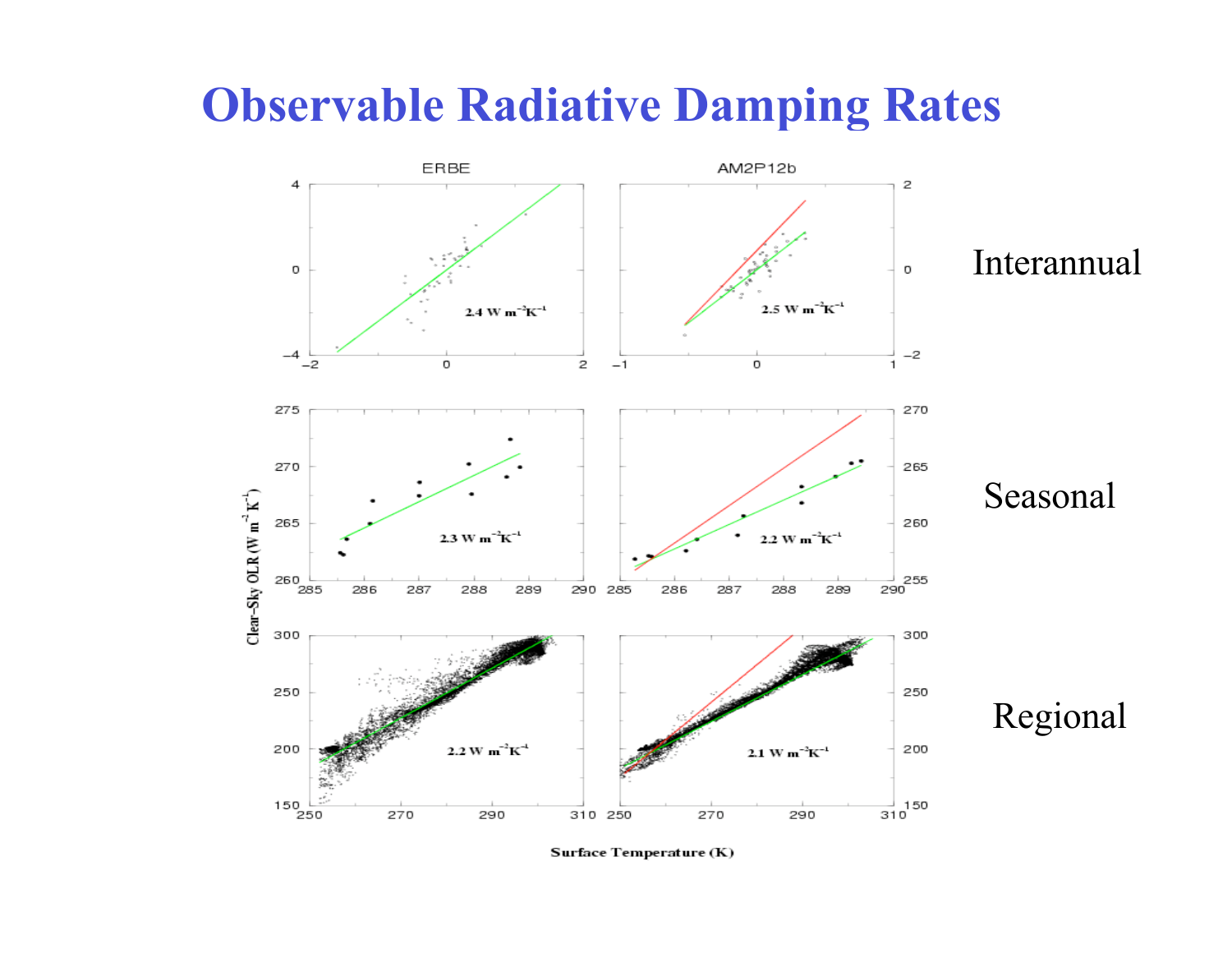# Observable Radiative Damping Rates

ERBE | AM2P12b

Interannual: 2.4 W m$^{-2}$K$^{-1}$ | 2.5 W m$^{-2}$K$^{-1}$

Seasonal: 2.3 W m$^{-2}$K$^{-1}$ | 2.2 W m$^{-2}$K$^{-1}$

Regional: 2.2 W m$^{-2}$K$^{-1}$ | 2.1 W m$^{-2}$K$^{-1}$

Clear-Sky OLR (W m$^{-2}$ K$^{-1}$)

Surface Temperature (K)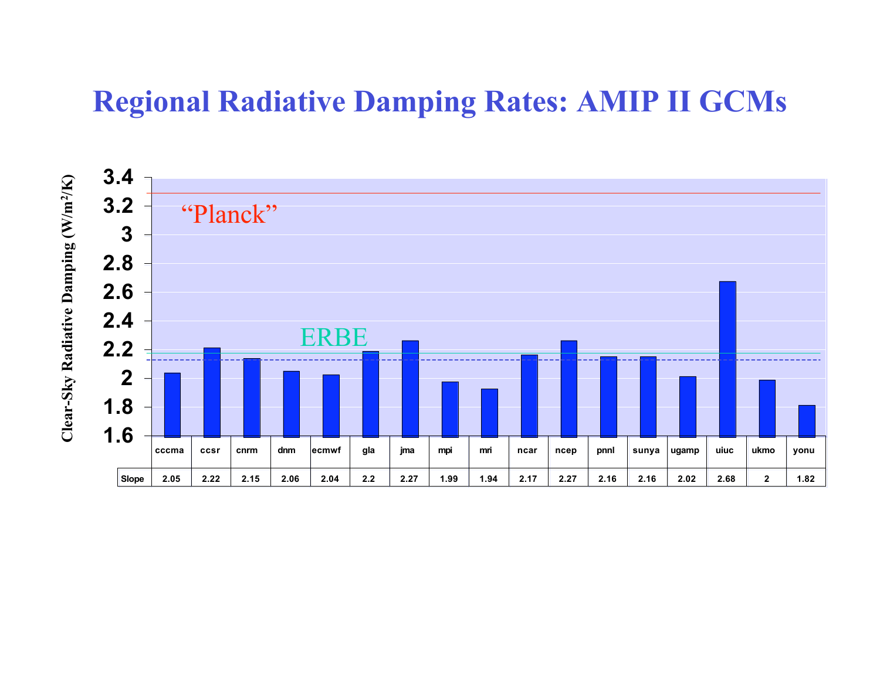# Regional Radiative Damping Rates: AMIP II GCMs

Clear-Sky Radiative Damping ($W/m^2/K$)

"Planck"

ERBE

| | cccma | ccsr | cnrm | dnm | ecmwf | gla | jma | mpi | mri | ncar | ncep | pnnl | sunya | ugamp | uiuc | ukmo | yonu |
|---|---|---|---|---|---|---|---|---|---|---|---|---|---|---|---|---|---|
| Slope | 2.05 | 2.22 | 2.15 | 2.06 | 2.04 | 2.2 | 2.27 | 1.99 | 1.94 | 2.17 | 2.27 | 2.16 | 2.16 | 2.02 | 2.68 | 2 | 1.82 |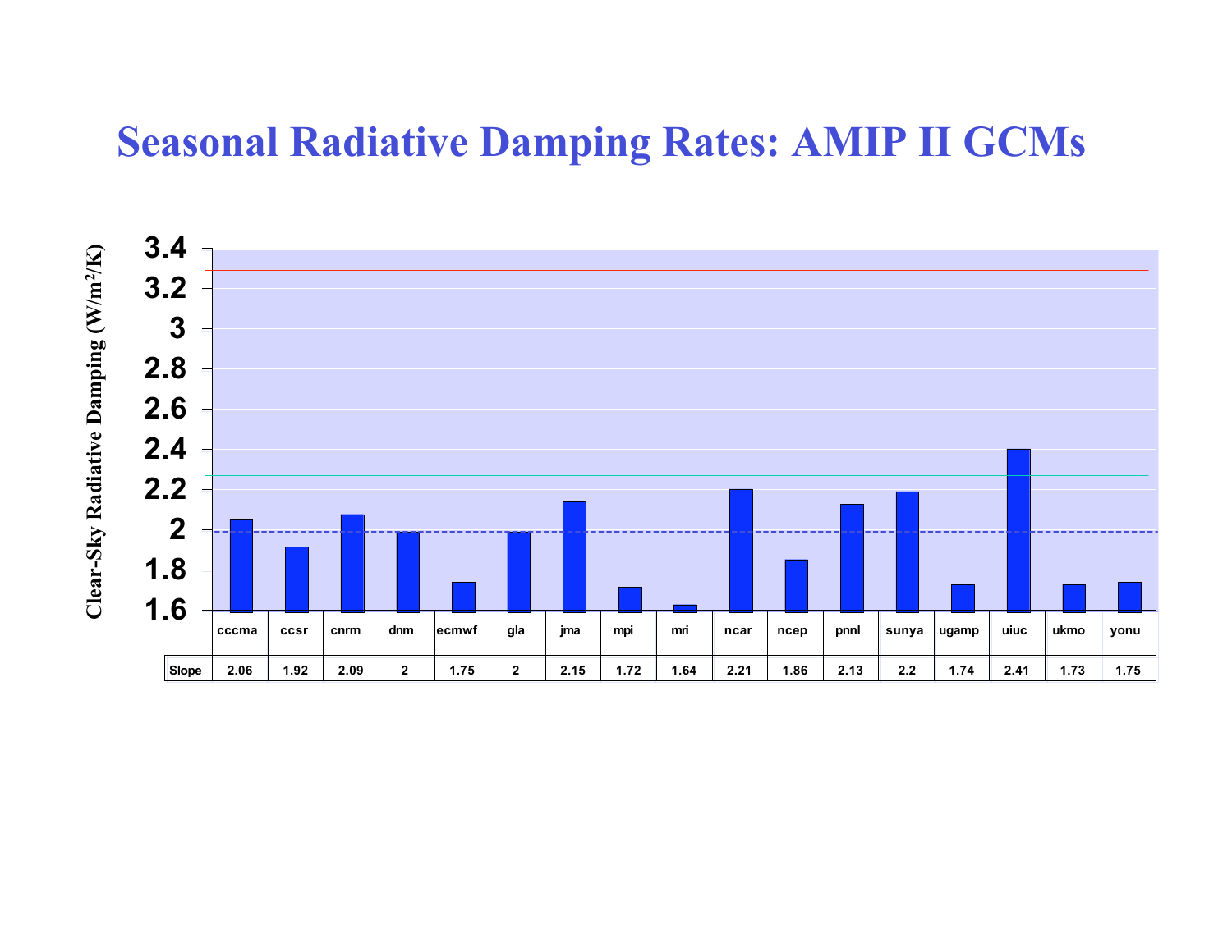# Seasonal Radiative Damping Rates: AMIP II GCMs

Clear-Sky Radiative Damping ($W/m^2/K$)

| | cccma | ccsr | cnrm | dnm | ecmwf | gla | jma | mpi | mri | ncar | ncep | pnnl | sunya | ugamp | uiuc | ukmo | yonu |
|---|---|---|---|---|---|---|---|---|---|---|---|---|---|---|---|---|---|
| Slope | 2.06 | 1.92 | 2.09 | 2 | 1.75 | 2 | 2.15 | 1.72 | 1.64 | 2.21 | 1.86 | 2.13 | 2.2 | 1.74 | 2.41 | 1.73 | 1.75 |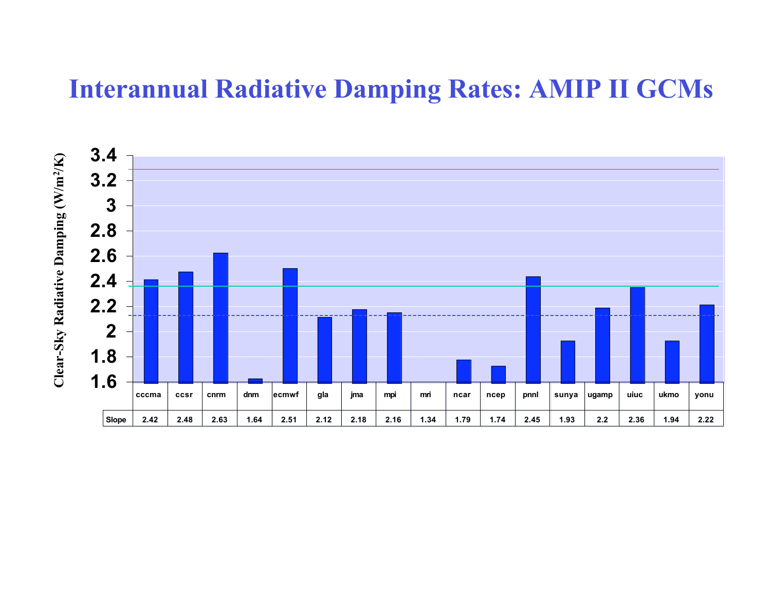# Interannual Radiative Damping Rates: AMIP II GCMs

Clear-Sky Radiative Damping (W/m²/K)

3.4
3.2
3
2.8
2.6
2.4
2.2
2
1.8
1.6

| | cccma | ccsr | cnrm | dnm | ecmwf | gla | jma | mpi | mri | ncar | ncep | pnnl | sunya | ugamp | uiuc | ukmo | yonu |
|---|---|---|---|---|---|---|---|---|---|---|---|---|---|---|---|---|---|
| Slope | 2.42 | 2.48 | 2.63 | 1.64 | 2.51 | 2.12 | 2.18 | 2.16 | 1.34 | 1.79 | 1.74 | 2.45 | 1.93 | 2.2 | 2.36 | 1.94 | 2.22 |